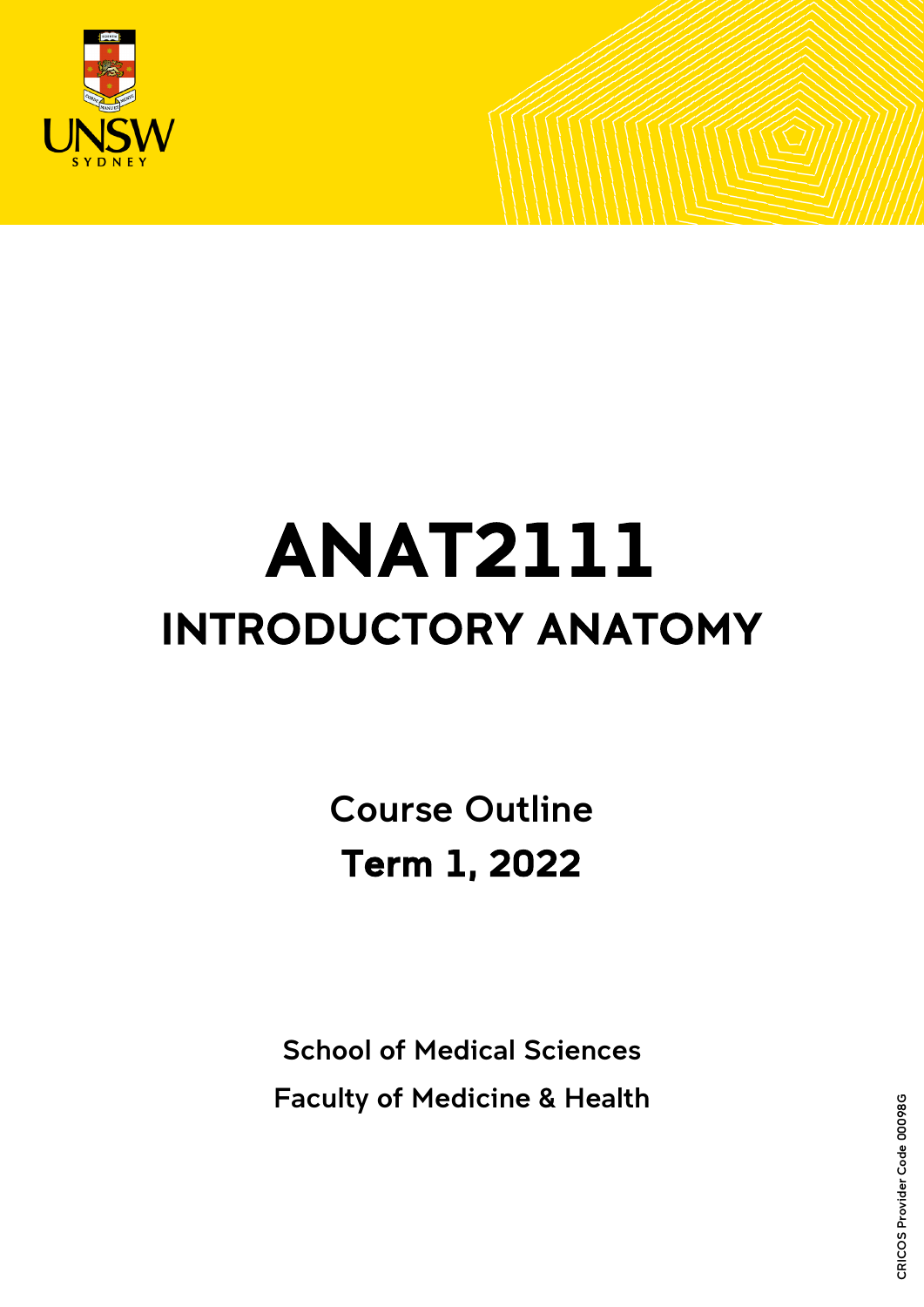# ANAT2111

## INTRODUCTORY ANATOMY

Course Outline

**Term 1, 2022**

School of Medical Sciences

Faculty of Medicine & Health

CRICOS Provider Code 00098G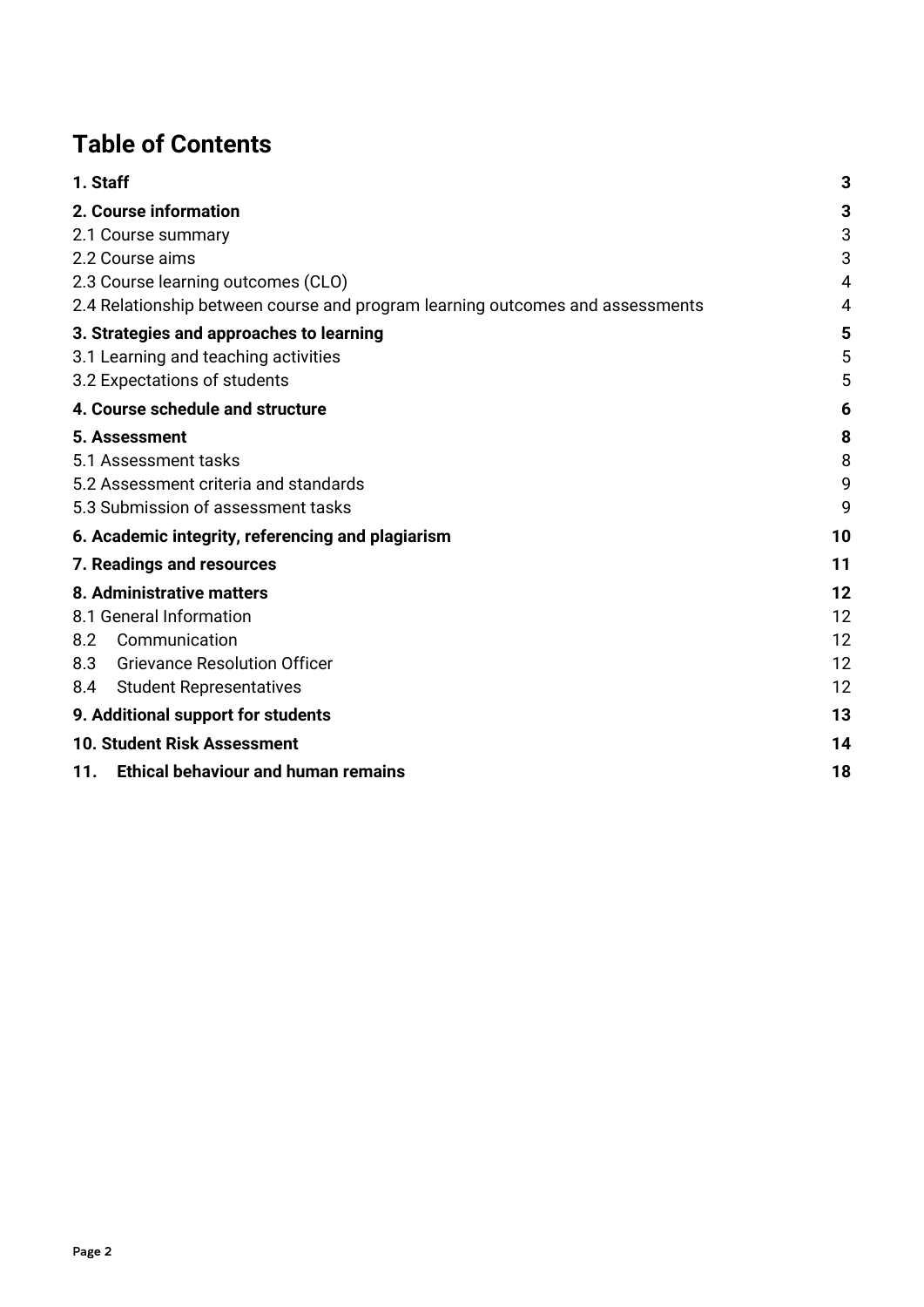# Table of Contents

| | |
|---|---|
| **1. Staff** | **3** |
| **2. Course information** | **3** |
| 2.1 Course summary | 3 |
| 2.2 Course aims | 3 |
| 2.3 Course learning outcomes (CLO) | 4 |
| 2.4 Relationship between course and program learning outcomes and assessments | 4 |
| **3. Strategies and approaches to learning** | **5** |
| 3.1 Learning and teaching activities | 5 |
| 3.2 Expectations of students | 5 |
| **4. Course schedule and structure** | **6** |
| **5. Assessment** | **8** |
| 5.1 Assessment tasks | 8 |
| 5.2 Assessment criteria and standards | 9 |
| 5.3 Submission of assessment tasks | 9 |
| **6. Academic integrity, referencing and plagiarism** | **10** |
| **7. Readings and resources** | **11** |
| **8. Administrative matters** | **12** |
| 8.1 General Information | 12 |
| 8.2 Communication | 12 |
| 8.3 Grievance Resolution Officer | 12 |
| 8.4 Student Representatives | 12 |
| **9. Additional support for students** | **13** |
| **10. Student Risk Assessment** | **14** |
| **11. Ethical behaviour and human remains** | **18** |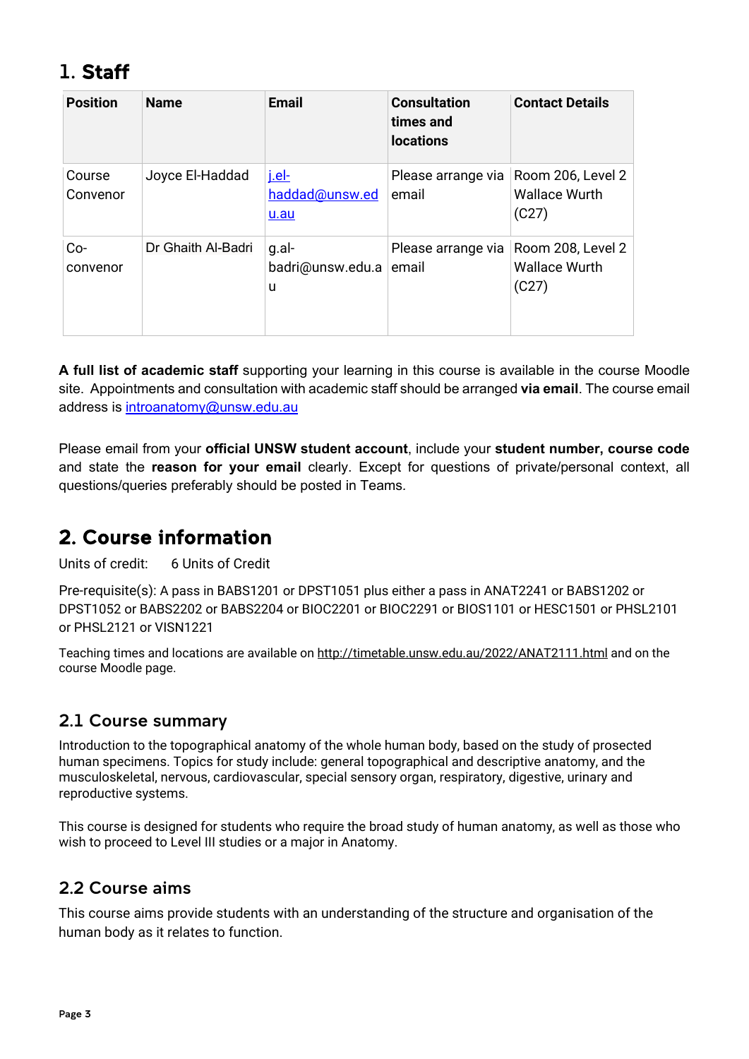# 1. Staff

| Position | Name | Email | Consultation times and locations | Contact Details |
|---|---|---|---|---|
| Course Convenor | Joyce El-Haddad | j.el-haddad@unsw.edu.au | Please arrange via email | Room 206, Level 2 Wallace Wurth (C27) |
| Co-convenor | Dr Ghaith Al-Badri | g.al-badri@unsw.edu.au | Please arrange via email | Room 208, Level 2 Wallace Wurth (C27) |

**A full list of academic staff** supporting your learning in this course is available in the course Moodle site. Appointments and consultation with academic staff should be arranged **via email**. The course email address is introanatomy@unsw.edu.au

Please email from your **official UNSW student account**, include your **student number, course code** and state the **reason for your email** clearly. Except for questions of private/personal context, all questions/queries preferably should be posted in Teams.

# 2. Course information

Units of credit: 6 Units of Credit

Pre-requisite(s): A pass in BABS1201 or DPST1051 plus either a pass in ANAT2241 or BABS1202 or DPST1052 or BABS2202 or BABS2204 or BIOC2201 or BIOC2291 or BIOS1101 or HESC1501 or PHSL2101 or PHSL2121 or VISN1221

Teaching times and locations are available on http://timetable.unsw.edu.au/2022/ANAT2111.html and on the course Moodle page.

## 2.1 Course summary

Introduction to the topographical anatomy of the whole human body, based on the study of prosected human specimens. Topics for study include: general topographical and descriptive anatomy, and the musculoskeletal, nervous, cardiovascular, special sensory organ, respiratory, digestive, urinary and reproductive systems.

This course is designed for students who require the broad study of human anatomy, as well as those who wish to proceed to Level III studies or a major in Anatomy.

## 2.2 Course aims

This course aims provide students with an understanding of the structure and organisation of the human body as it relates to function.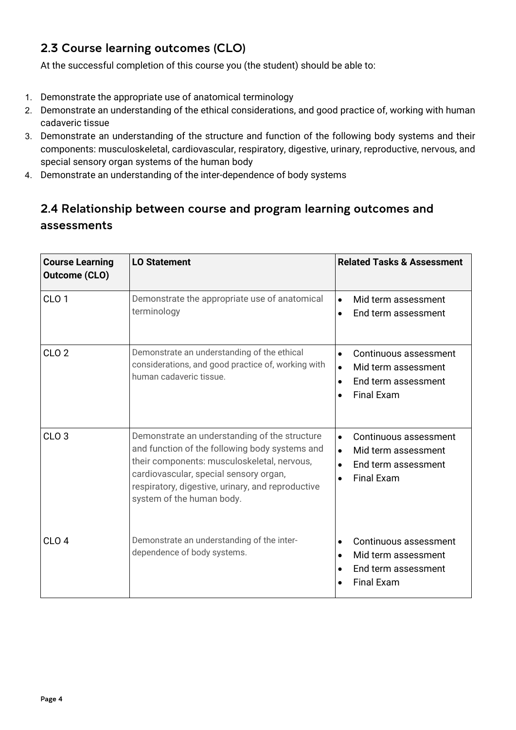## 2.3 Course learning outcomes (CLO)

At the successful completion of this course you (the student) should be able to:

1. Demonstrate the appropriate use of anatomical terminology
2. Demonstrate an understanding of the ethical considerations, and good practice of, working with human cadaveric tissue
3. Demonstrate an understanding of the structure and function of the following body systems and their components: musculoskeletal, cardiovascular, respiratory, digestive, urinary, reproductive, nervous, and special sensory organ systems of the human body
4. Demonstrate an understanding of the inter-dependence of body systems

## 2.4 Relationship between course and program learning outcomes and assessments

| Course Learning Outcome (CLO) | LO Statement | Related Tasks & Assessment |
|---|---|---|
| CLO 1 | Demonstrate the appropriate use of anatomical terminology | • Mid term assessment<br>• End term assessment |
| CLO 2 | Demonstrate an understanding of the ethical considerations, and good practice of, working with human cadaveric tissue. | • Continuous assessment<br>• Mid term assessment<br>• End term assessment<br>• Final Exam |
| CLO 3 | Demonstrate an understanding of the structure and function of the following body systems and their components: musculoskeletal, nervous, cardiovascular, special sensory organ, respiratory, digestive, urinary, and reproductive system of the human body. | • Continuous assessment<br>• Mid term assessment<br>• End term assessment<br>• Final Exam |
| CLO 4 | Demonstrate an understanding of the inter-dependence of body systems. | • Continuous assessment<br>• Mid term assessment<br>• End term assessment<br>• Final Exam |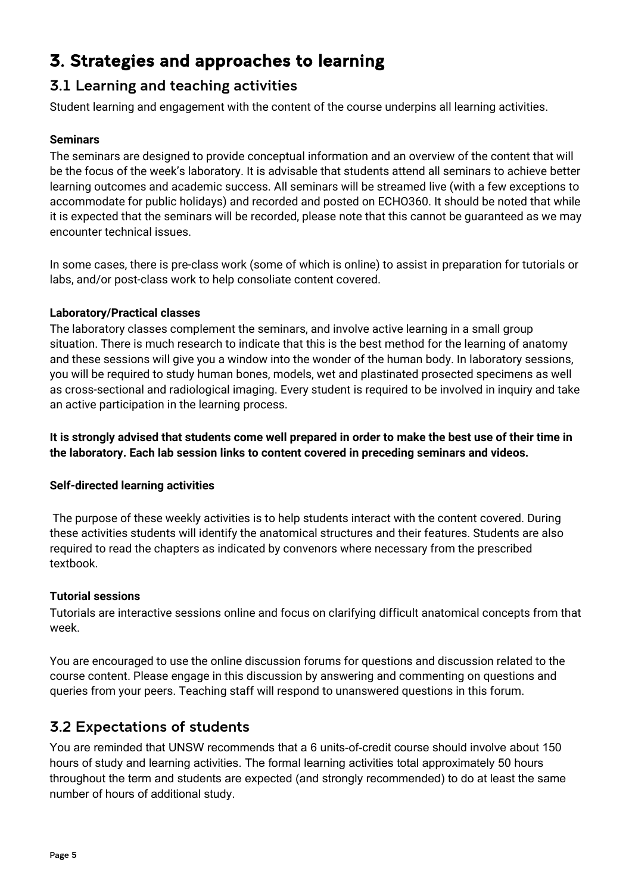# 3. Strategies and approaches to learning

## 3.1 Learning and teaching activities

Student learning and engagement with the content of the course underpins all learning activities.

**Seminars**

The seminars are designed to provide conceptual information and an overview of the content that will be the focus of the week's laboratory. It is advisable that students attend all seminars to achieve better learning outcomes and academic success. All seminars will be streamed live (with a few exceptions to accommodate for public holidays) and recorded and posted on ECHO360. It should be noted that while it is expected that the seminars will be recorded, please note that this cannot be guaranteed as we may encounter technical issues.

In some cases, there is pre-class work (some of which is online) to assist in preparation for tutorials or labs, and/or post-class work to help consoliate content covered.

**Laboratory/Practical classes**

The laboratory classes complement the seminars, and involve active learning in a small group situation. There is much research to indicate that this is the best method for the learning of anatomy and these sessions will give you a window into the wonder of the human body. In laboratory sessions, you will be required to study human bones, models, wet and plastinated prosected specimens as well as cross-sectional and radiological imaging. Every student is required to be involved in inquiry and take an active participation in the learning process.

**It is strongly advised that students come well prepared in order to make the best use of their time in the laboratory. Each lab session links to content covered in preceding seminars and videos.**

**Self-directed learning activities**

The purpose of these weekly activities is to help students interact with the content covered. During these activities students will identify the anatomical structures and their features. Students are also required to read the chapters as indicated by convenors where necessary from the prescribed textbook.

**Tutorial sessions**

Tutorials are interactive sessions online and focus on clarifying difficult anatomical concepts from that week.

You are encouraged to use the online discussion forums for questions and discussion related to the course content. Please engage in this discussion by answering and commenting on questions and queries from your peers. Teaching staff will respond to unanswered questions in this forum.

## 3.2 Expectations of students

You are reminded that UNSW recommends that a 6 units-of-credit course should involve about 150 hours of study and learning activities. The formal learning activities total approximately 50 hours throughout the term and students are expected (and strongly recommended) to do at least the same number of hours of additional study.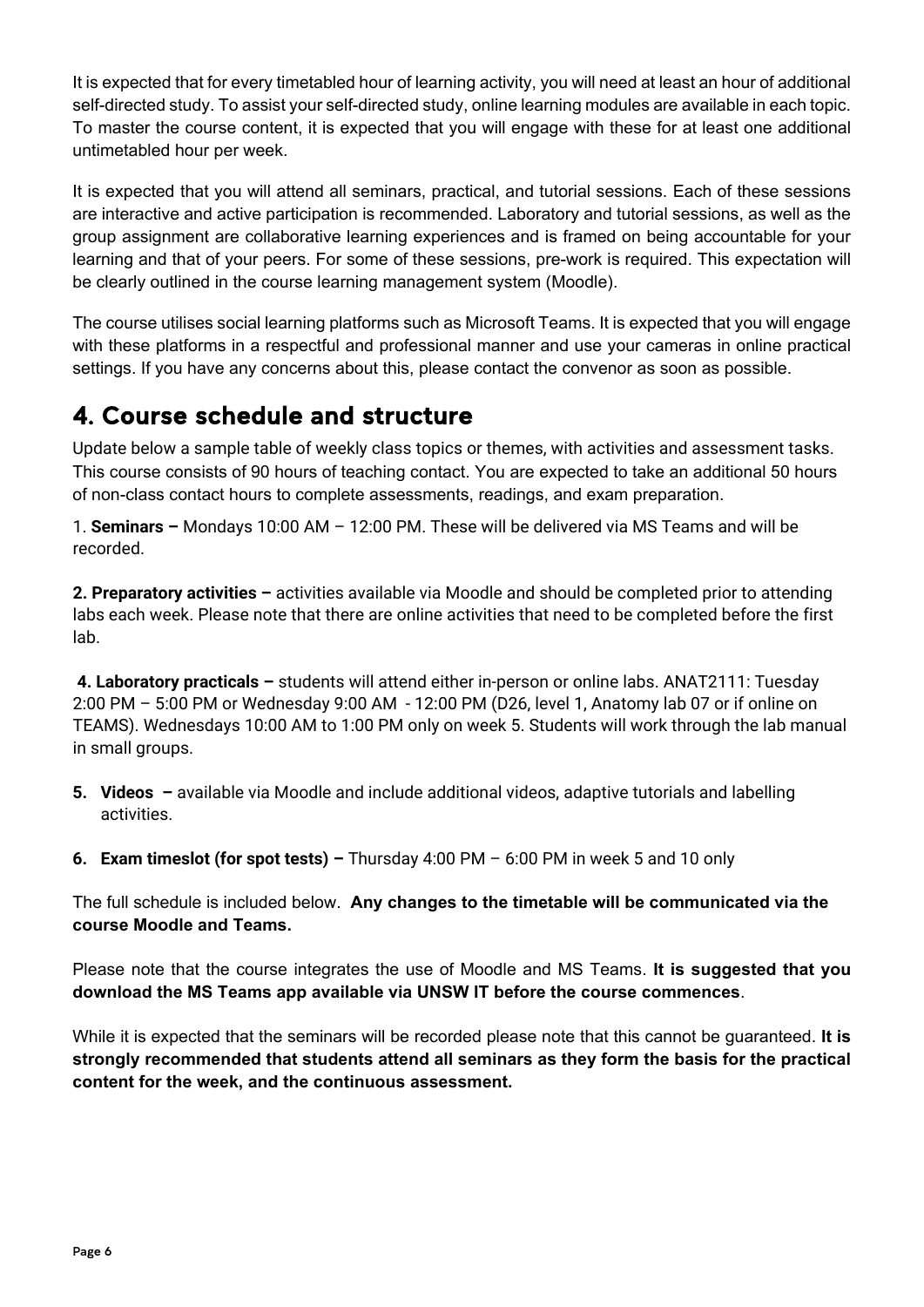It is expected that for every timetabled hour of learning activity, you will need at least an hour of additional self-directed study. To assist your self-directed study, online learning modules are available in each topic. To master the course content, it is expected that you will engage with these for at least one additional untimetabled hour per week.

It is expected that you will attend all seminars, practical, and tutorial sessions. Each of these sessions are interactive and active participation is recommended. Laboratory and tutorial sessions, as well as the group assignment are collaborative learning experiences and is framed on being accountable for your learning and that of your peers. For some of these sessions, pre-work is required. This expectation will be clearly outlined in the course learning management system (Moodle).

The course utilises social learning platforms such as Microsoft Teams. It is expected that you will engage with these platforms in a respectful and professional manner and use your cameras in online practical settings. If you have any concerns about this, please contact the convenor as soon as possible.

## 4. Course schedule and structure

Update below a sample table of weekly class topics or themes, with activities and assessment tasks. This course consists of 90 hours of teaching contact. You are expected to take an additional 50 hours of non-class contact hours to complete assessments, readings, and exam preparation.

1. **Seminars –** Mondays 10:00 AM – 12:00 PM. These will be delivered via MS Teams and will be recorded.

**2. Preparatory activities –** activities available via Moodle and should be completed prior to attending labs each week. Please note that there are online activities that need to be completed before the first lab.

**4. Laboratory practicals –** students will attend either in-person or online labs. ANAT2111: Tuesday 2:00 PM – 5:00 PM or Wednesday 9:00 AM - 12:00 PM (D26, level 1, Anatomy lab 07 or if online on TEAMS). Wednesdays 10:00 AM to 1:00 PM only on week 5. Students will work through the lab manual in small groups.

**5. Videos –** available via Moodle and include additional videos, adaptive tutorials and labelling activities.

**6. Exam timeslot (for spot tests) –** Thursday 4:00 PM – 6:00 PM in week 5 and 10 only

The full schedule is included below. **Any changes to the timetable will be communicated via the course Moodle and Teams.**

Please note that the course integrates the use of Moodle and MS Teams. **It is suggested that you download the MS Teams app available via UNSW IT before the course commences**.

While it is expected that the seminars will be recorded please note that this cannot be guaranteed. **It is strongly recommended that students attend all seminars as they form the basis for the practical content for the week, and the continuous assessment.**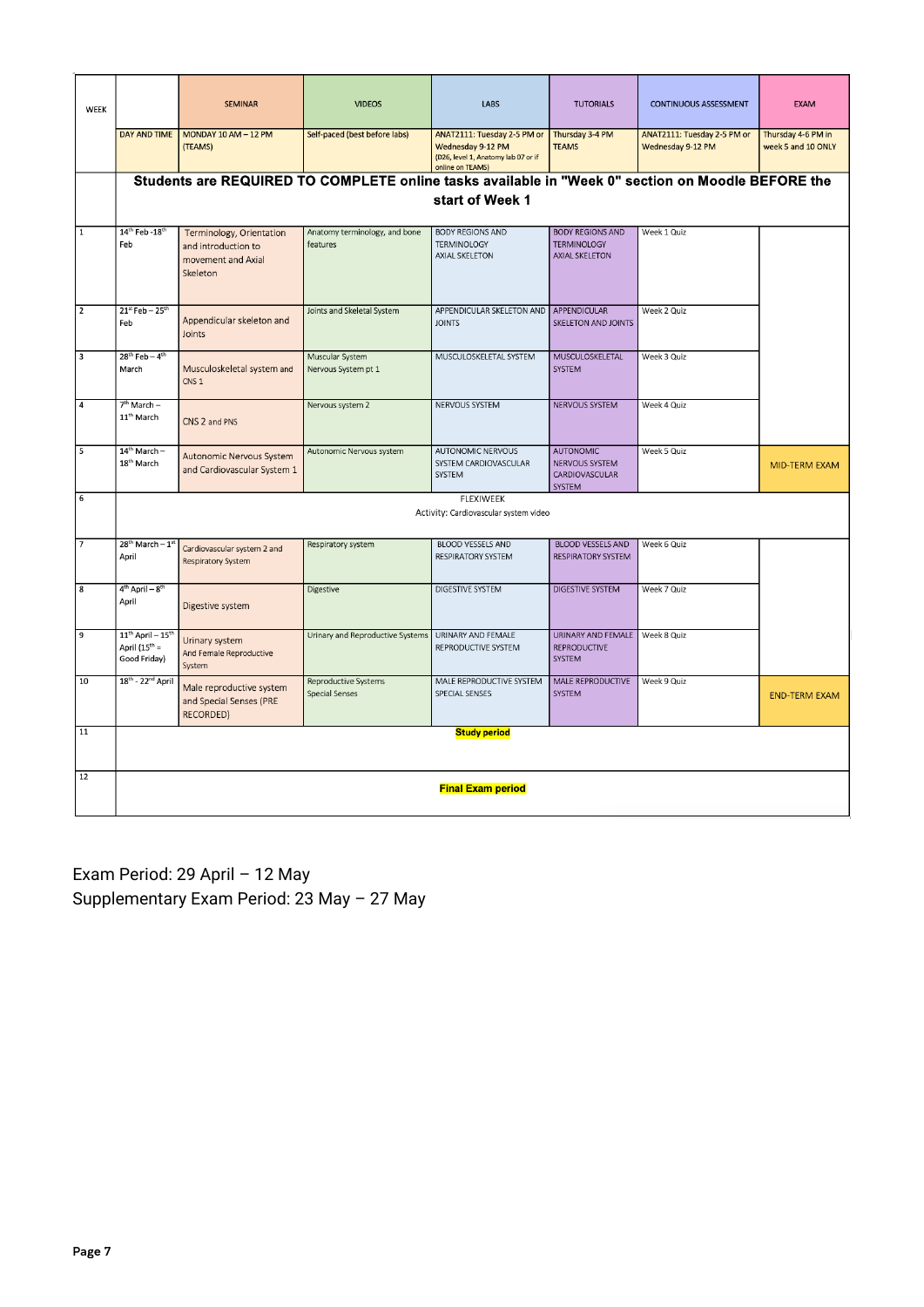| WEEK | | SEMINAR | VIDEOS | LABS | TUTORIALS | CONTINUOUS ASSESSMENT | EXAM |
|---|---|---|---|---|---|---|---|
| | DAY AND TIME | MONDAY 10 AM – 12 PM (TEAMS) | Self-paced (best before labs) | ANAT2111: Tuesday 2-5 PM or Wednesday 9-12 PM (D26, level 1, Anatomy lab 07 or if online on TEAMS) | Thursday 3-4 PM TEAMS | ANAT2111: Tuesday 2-5 PM or Wednesday 9-12 PM | Thursday 4-6 PM in week 5 and 10 ONLY |
| | **Students are REQUIRED TO COMPLETE online tasks available in "Week 0" section on Moodle BEFORE the start of Week 1** | | | | | | |
| 1 | 14th Feb -18th Feb | Terminology, Orientation and introduction to movement and Axial Skeleton | Anatomy terminology, and bone features | BODY REGIONS AND TERMINOLOGY AXIAL SKELETON | BODY REGIONS AND TERMINOLOGY AXIAL SKELETON | Week 1 Quiz | |
| 2 | 21st Feb – 25th Feb | Appendicular skeleton and Joints | Joints and Skeletal System | APPENDICULAR SKELETON AND JOINTS | APPENDICULAR SKELETON AND JOINTS | Week 2 Quiz | |
| 3 | 28th Feb – 4th March | Musculoskeletal system and CNS 1 | Muscular System Nervous System pt 1 | MUSCULOSKELETAL SYSTEM | MUSCULOSKELETAL SYSTEM | Week 3 Quiz | |
| 4 | 7th March – 11th March | CNS 2 and PNS | Nervous system 2 | NERVOUS SYSTEM | NERVOUS SYSTEM | Week 4 Quiz | |
| 5 | 14th March – 18th March | Autonomic Nervous System and Cardiovascular System 1 | Autonomic Nervous system | AUTONOMIC NERVOUS SYSTEM CARDIOVASCULAR SYSTEM | AUTONOMIC NERVOUS SYSTEM CARDIOVASCULAR SYSTEM | Week 5 Quiz | MID-TERM EXAM |
| 6 | | FLEXIWEEK Activity: Cardiovascular system video | | | | | |
| 7 | 28th March – 1st April | Cardiovascular system 2 and Respiratory System | Respiratory system | BLOOD VESSELS AND RESPIRATORY SYSTEM | BLOOD VESSELS AND RESPIRATORY SYSTEM | Week 6 Quiz | |
| 8 | 4th April – 8th April | Digestive system | Digestive | DIGESTIVE SYSTEM | DIGESTIVE SYSTEM | Week 7 Quiz | |
| 9 | 11th April – 15th April (15th = Good Friday) | Urinary system And Female Reproductive System | Urinary and Reproductive Systems | URINARY AND FEMALE REPRODUCTIVE SYSTEM | URINARY AND FEMALE REPRODUCTIVE SYSTEM | Week 8 Quiz | |
| 10 | 18th - 22nd April | Male reproductive system and Special Senses (PRE RECORDED) | Reproductive Systems Special Senses | MALE REPRODUCTIVE SYSTEM SPECIAL SENSES | MALE REPRODUCTIVE SYSTEM | Week 9 Quiz | END-TERM EXAM |
| 11 | | **Study period** | | | | | |
| 12 | | **Final Exam period** | | | | | |

Exam Period: 29 April – 12 May

Supplementary Exam Period: 23 May – 27 May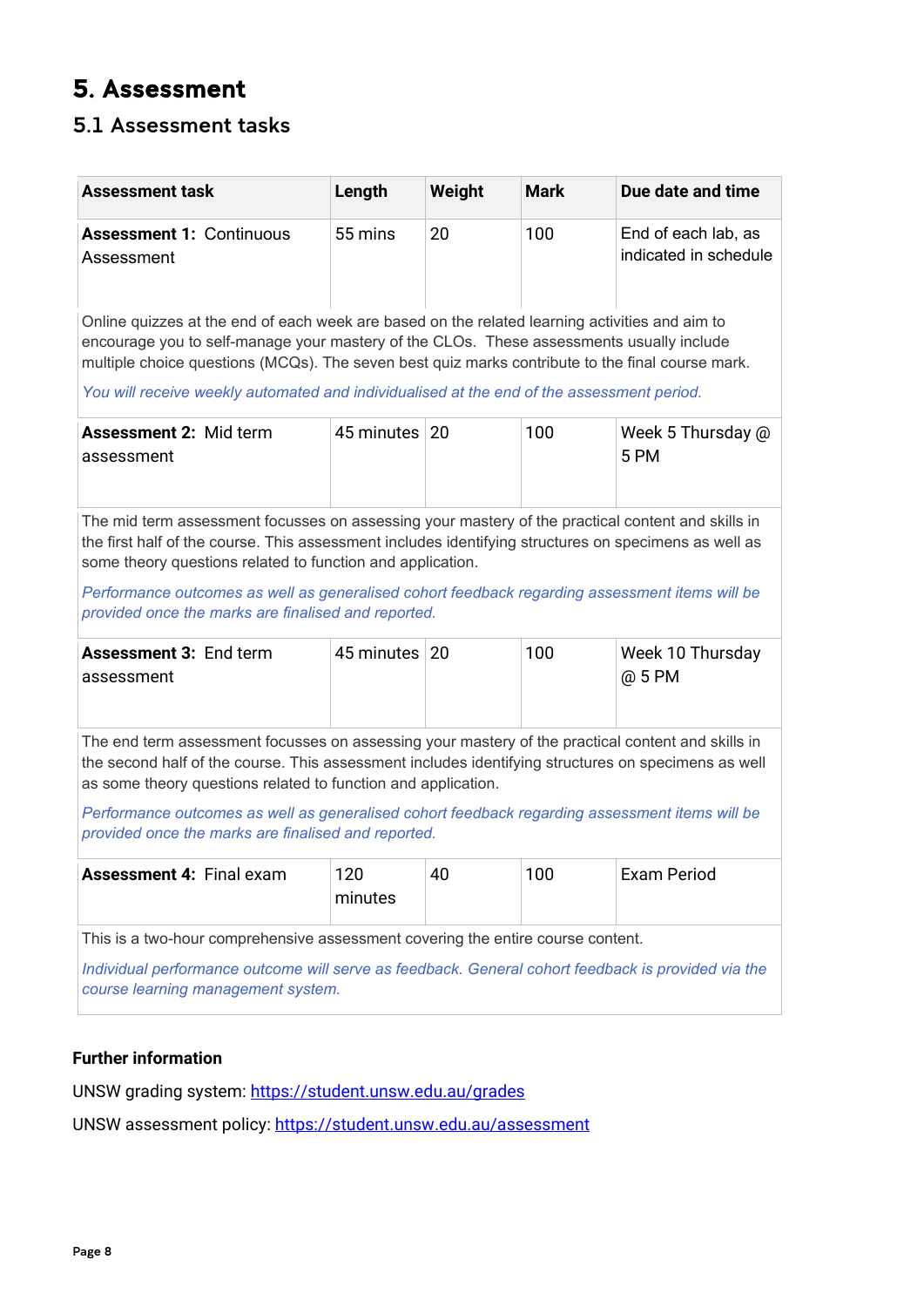# 5. Assessment

## 5.1 Assessment tasks

| Assessment task | Length | Weight | Mark | Due date and time |
|---|---|---|---|---|
| **Assessment 1:** Continuous Assessment | 55 mins | 20 | 100 | End of each lab, as indicated in schedule |
| Online quizzes at the end of each week are based on the related learning activities and aim to encourage you to self-manage your mastery of the CLOs. These assessments usually include multiple choice questions (MCQs). The seven best quiz marks contribute to the final course mark. *You will receive weekly automated and individualised at the end of the assessment period.* | | | | |
| **Assessment 2:** Mid term assessment | 45 minutes | 20 | 100 | Week 5 Thursday @ 5 PM |
| The mid term assessment focusses on assessing your mastery of the practical content and skills in the first half of the course. This assessment includes identifying structures on specimens as well as some theory questions related to function and application. *Performance outcomes as well as generalised cohort feedback regarding assessment items will be provided once the marks are finalised and reported.* | | | | |
| **Assessment 3:** End term assessment | 45 minutes | 20 | 100 | Week 10 Thursday @ 5 PM |
| The end term assessment focusses on assessing your mastery of the practical content and skills in the second half of the course. This assessment includes identifying structures on specimens as well as some theory questions related to function and application. *Performance outcomes as well as generalised cohort feedback regarding assessment items will be provided once the marks are finalised and reported.* | | | | |
| **Assessment 4:** Final exam | 120 minutes | 40 | 100 | Exam Period |
| This is a two-hour comprehensive assessment covering the entire course content. *Individual performance outcome will serve as feedback. General cohort feedback is provided via the course learning management system.* | | | | |

**Further information**

UNSW grading system: https://student.unsw.edu.au/grades

UNSW assessment policy: https://student.unsw.edu.au/assessment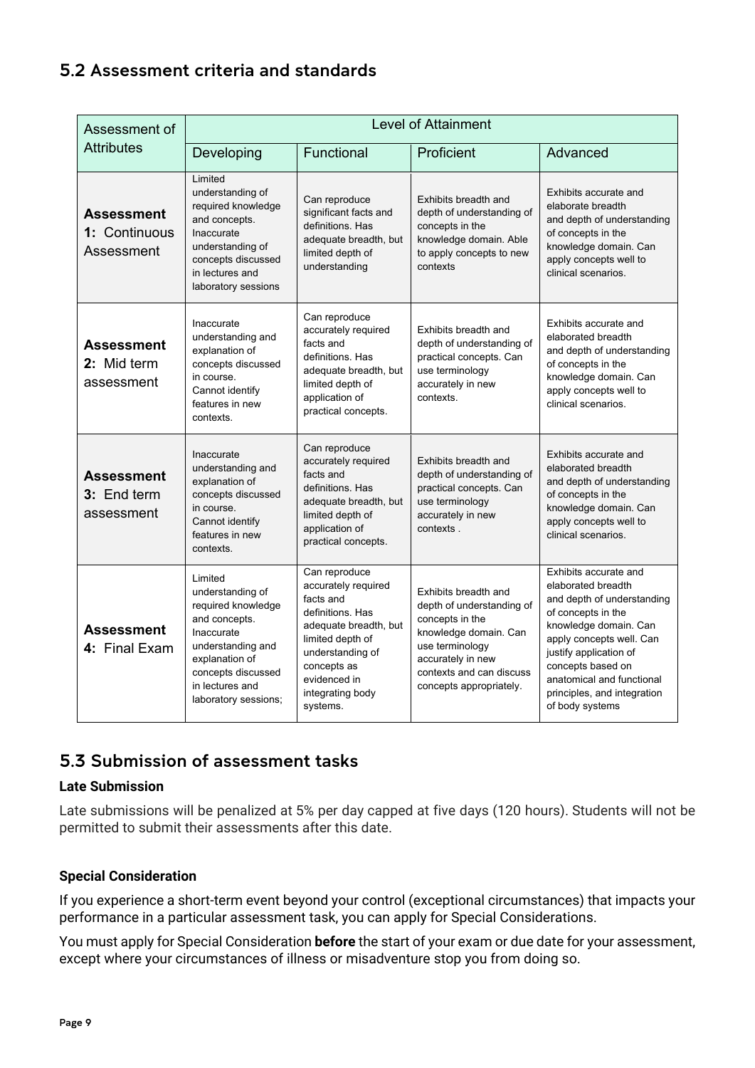## 5.2 Assessment criteria and standards

| Assessment of Attributes | Level of Attainment | | | |
|---|---|---|---|---|
| | Developing | Functional | Proficient | Advanced |
| **Assessment 1:** Continuous Assessment | Limited understanding of required knowledge and concepts. Inaccurate understanding of concepts discussed in lectures and laboratory sessions | Can reproduce significant facts and definitions. Has adequate breadth, but limited depth of understanding | Exhibits breadth and depth of understanding of concepts in the knowledge domain. Able to apply concepts to new contexts | Exhibits accurate and elaborate breadth and depth of understanding of concepts in the knowledge domain. Can apply concepts well to clinical scenarios. |
| **Assessment 2:** Mid term assessment | Inaccurate understanding and explanation of concepts discussed in course. Cannot identify features in new contexts. | Can reproduce accurately required facts and definitions. Has adequate breadth, but limited depth of application of practical concepts. | Exhibits breadth and depth of understanding of practical concepts. Can use terminology accurately in new contexts. | Exhibits accurate and elaborated breadth and depth of understanding of concepts in the knowledge domain. Can apply concepts well to clinical scenarios. |
| **Assessment 3:** End term assessment | Inaccurate understanding and explanation of concepts discussed in course. Cannot identify features in new contexts. | Can reproduce accurately required facts and definitions. Has adequate breadth, but limited depth of application of practical concepts. | Exhibits breadth and depth of understanding of practical concepts. Can use terminology accurately in new contexts . | Exhibits accurate and elaborated breadth and depth of understanding of concepts in the knowledge domain. Can apply concepts well to clinical scenarios. |
| **Assessment 4:** Final Exam | Limited understanding of required knowledge and concepts. Inaccurate understanding and explanation of concepts discussed in lectures and laboratory sessions; | Can reproduce accurately required facts and definitions. Has adequate breadth, but limited depth of understanding of concepts as evidenced in integrating body systems. | Exhibits breadth and depth of understanding of concepts in the knowledge domain. Can use terminology accurately in new contexts and can discuss concepts appropriately. | Exhibits accurate and elaborated breadth and depth of understanding of concepts in the knowledge domain. Can apply concepts well. Can justify application of concepts based on anatomical and functional principles, and integration of body systems |

## 5.3 Submission of assessment tasks

### Late Submission

Late submissions will be penalized at 5% per day capped at five days (120 hours). Students will not be permitted to submit their assessments after this date.

### Special Consideration

If you experience a short-term event beyond your control (exceptional circumstances) that impacts your performance in a particular assessment task, you can apply for Special Considerations.

You must apply for Special Consideration **before** the start of your exam or due date for your assessment, except where your circumstances of illness or misadventure stop you from doing so.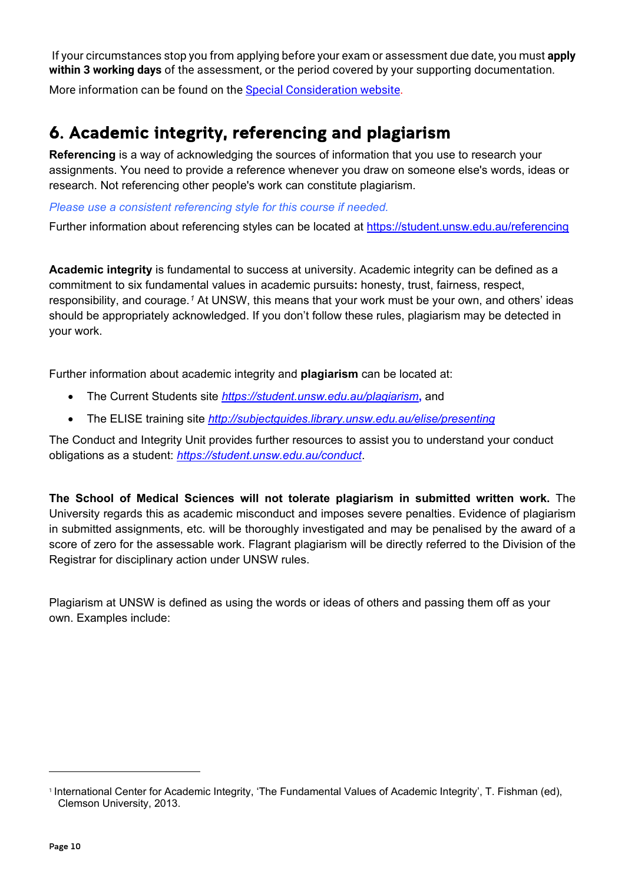If your circumstances stop you from applying before your exam or assessment due date, you must **apply within 3 working days** of the assessment, or the period covered by your supporting documentation.

More information can be found on the [Special Consideration website](Special Consideration website).

## 6. Academic integrity, referencing and plagiarism

**Referencing** is a way of acknowledging the sources of information that you use to research your assignments. You need to provide a reference whenever you draw on someone else's words, ideas or research. Not referencing other people's work can constitute plagiarism.

*Please use a consistent referencing style for this course if needed.*

Further information about referencing styles can be located at https://student.unsw.edu.au/referencing

**Academic integrity** is fundamental to success at university. Academic integrity can be defined as a commitment to six fundamental values in academic pursuits**:** honesty, trust, fairness, respect, responsibility, and courage.[1] At UNSW, this means that your work must be your own, and others' ideas should be appropriately acknowledged. If you don't follow these rules, plagiarism may be detected in your work.

Further information about academic integrity and **plagiarism** can be located at:

- The Current Students site *https://student.unsw.edu.au/plagiarism***,** and
- The ELISE training site *http://subjectguides.library.unsw.edu.au/elise/presenting*

The Conduct and Integrity Unit provides further resources to assist you to understand your conduct obligations as a student: *https://student.unsw.edu.au/conduct*.

**The School of Medical Sciences will not tolerate plagiarism in submitted written work.** The University regards this as academic misconduct and imposes severe penalties. Evidence of plagiarism in submitted assignments, etc. will be thoroughly investigated and may be penalised by the award of a score of zero for the assessable work. Flagrant plagiarism will be directly referred to the Division of the Registrar for disciplinary action under UNSW rules.

Plagiarism at UNSW is defined as using the words or ideas of others and passing them off as your own. Examples include:

---

[1] International Center for Academic Integrity, 'The Fundamental Values of Academic Integrity', T. Fishman (ed), Clemson University, 2013.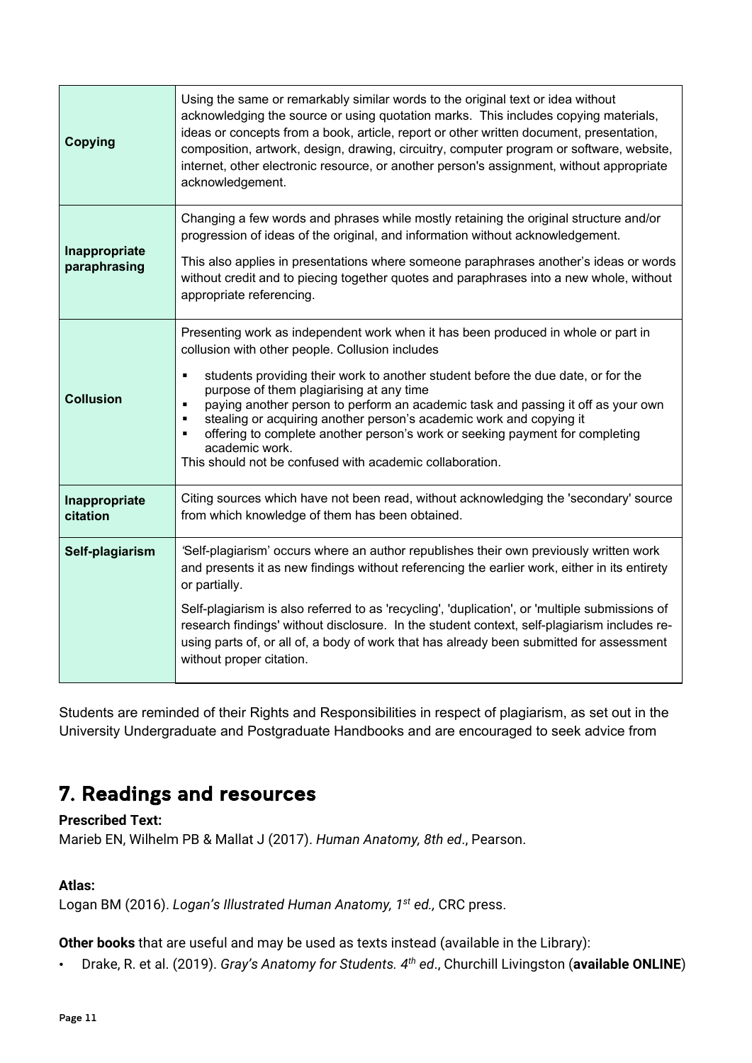| | |
|---|---|
| **Copying** | Using the same or remarkably similar words to the original text or idea without acknowledging the source or using quotation marks. This includes copying materials, ideas or concepts from a book, article, report or other written document, presentation, composition, artwork, design, drawing, circuitry, computer program or software, website, internet, other electronic resource, or another person's assignment, without appropriate acknowledgement. |
| **Inappropriate paraphrasing** | Changing a few words and phrases while mostly retaining the original structure and/or progression of ideas of the original, and information without acknowledgement.<br><br>This also applies in presentations where someone paraphrases another's ideas or words without credit and to piecing together quotes and paraphrases into a new whole, without appropriate referencing. |
| **Collusion** | Presenting work as independent work when it has been produced in whole or part in collusion with other people. Collusion includes<br><br>▪ students providing their work to another student before the due date, or for the purpose of them plagiarising at any time<br>▪ paying another person to perform an academic task and passing it off as your own<br>▪ stealing or acquiring another person's academic work and copying it<br>▪ offering to complete another person's work or seeking payment for completing academic work.<br>This should not be confused with academic collaboration. |
| **Inappropriate citation** | Citing sources which have not been read, without acknowledging the 'secondary' source from which knowledge of them has been obtained. |
| **Self-plagiarism** | 'Self-plagiarism' occurs where an author republishes their own previously written work and presents it as new findings without referencing the earlier work, either in its entirety or partially.<br><br>Self-plagiarism is also referred to as 'recycling', 'duplication', or 'multiple submissions of research findings' without disclosure. In the student context, self-plagiarism includes re-using parts of, or all of, a body of work that has already been submitted for assessment without proper citation. |

Students are reminded of their Rights and Responsibilities in respect of plagiarism, as set out in the University Undergraduate and Postgraduate Handbooks and are encouraged to seek advice from

## 7. Readings and resources

**Prescribed Text:**
Marieb EN, Wilhelm PB & Mallat J (2017). *Human Anatomy, 8th ed*., Pearson.

**Atlas:**
Logan BM (2016). *Logan's Illustrated Human Anatomy, 1st ed.,* CRC press.

**Other books** that are useful and may be used as texts instead (available in the Library):

- Drake, R. et al. (2019). *Gray's Anatomy for Students. 4th ed*., Churchill Livingston (**available ONLINE**)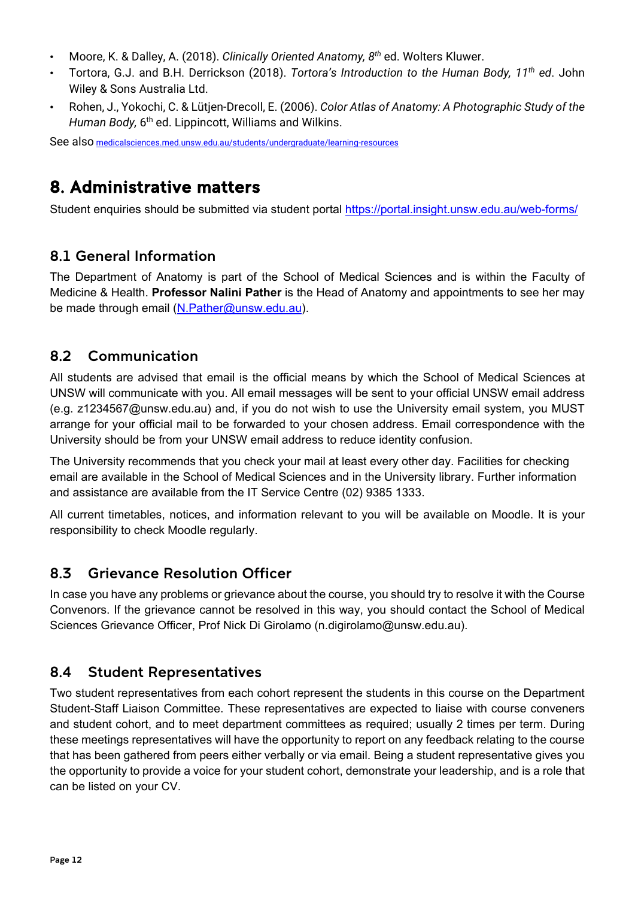- Moore, K. & Dalley, A. (2018). *Clinically Oriented Anatomy, 8th* ed. Wolters Kluwer.
- Tortora, G.J. and B.H. Derrickson (2018). *Tortora's Introduction to the Human Body, 11th ed*. John Wiley & Sons Australia Ltd.
- Rohen, J., Yokochi, C. & Lütjen-Drecoll, E. (2006). *Color Atlas of Anatomy: A Photographic Study of the Human Body,* 6th ed. Lippincott, Williams and Wilkins.

See also medicalsciences.med.unsw.edu.au/students/undergraduate/learning-resources

# 8. Administrative matters

Student enquiries should be submitted via student portal https://portal.insight.unsw.edu.au/web-forms/

## 8.1 General Information

The Department of Anatomy is part of the School of Medical Sciences and is within the Faculty of Medicine & Health. **Professor Nalini Pather** is the Head of Anatomy and appointments to see her may be made through email (N.Pather@unsw.edu.au).

## 8.2 Communication

All students are advised that email is the official means by which the School of Medical Sciences at UNSW will communicate with you. All email messages will be sent to your official UNSW email address (e.g. z1234567@unsw.edu.au) and, if you do not wish to use the University email system, you MUST arrange for your official mail to be forwarded to your chosen address. Email correspondence with the University should be from your UNSW email address to reduce identity confusion.

The University recommends that you check your mail at least every other day. Facilities for checking email are available in the School of Medical Sciences and in the University library. Further information and assistance are available from the IT Service Centre (02) 9385 1333.

All current timetables, notices, and information relevant to you will be available on Moodle. It is your responsibility to check Moodle regularly.

## 8.3 Grievance Resolution Officer

In case you have any problems or grievance about the course, you should try to resolve it with the Course Convenors. If the grievance cannot be resolved in this way, you should contact the School of Medical Sciences Grievance Officer, Prof Nick Di Girolamo (n.digirolamo@unsw.edu.au).

## 8.4 Student Representatives

Two student representatives from each cohort represent the students in this course on the Department Student-Staff Liaison Committee. These representatives are expected to liaise with course conveners and student cohort, and to meet department committees as required; usually 2 times per term. During these meetings representatives will have the opportunity to report on any feedback relating to the course that has been gathered from peers either verbally or via email. Being a student representative gives you the opportunity to provide a voice for your student cohort, demonstrate your leadership, and is a role that can be listed on your CV.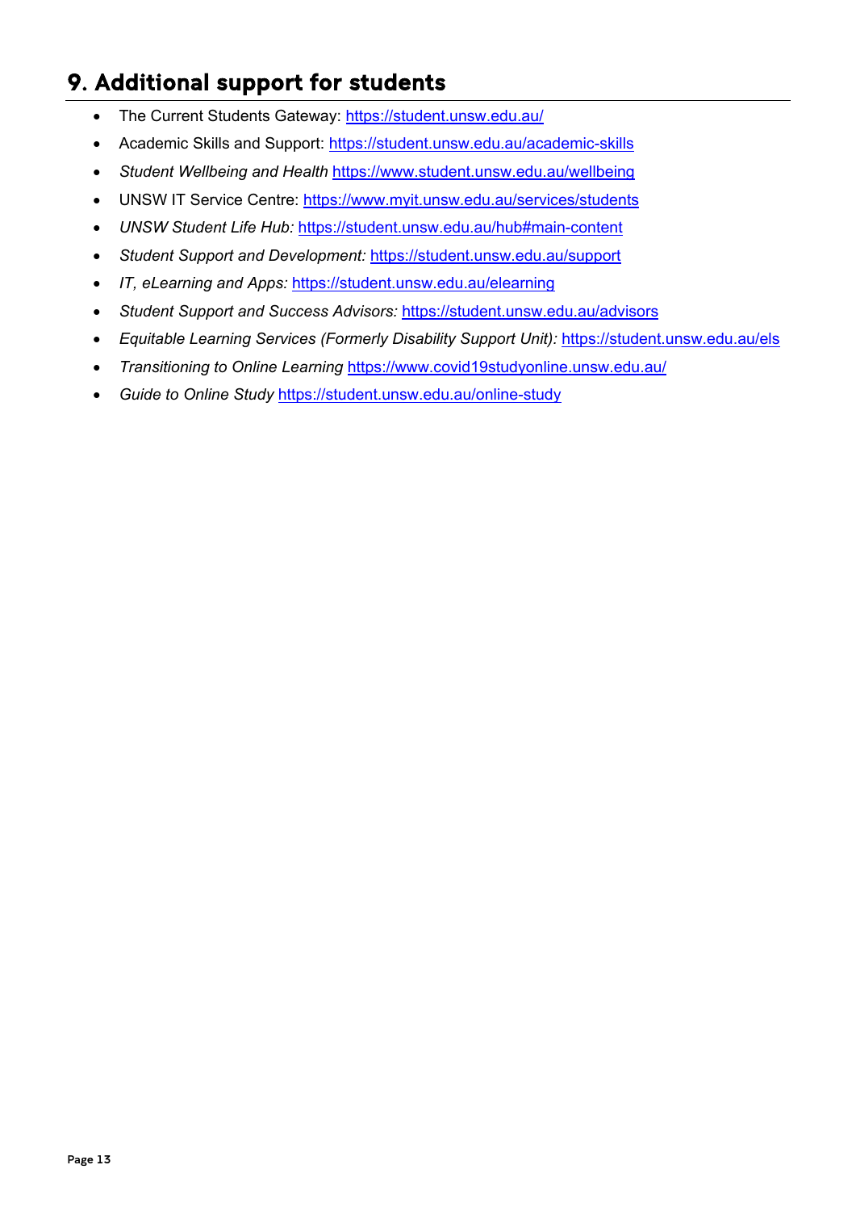## 9. Additional support for students

- The Current Students Gateway: https://student.unsw.edu.au/
- Academic Skills and Support: https://student.unsw.edu.au/academic-skills
- *Student Wellbeing and Health* https://www.student.unsw.edu.au/wellbeing
- UNSW IT Service Centre: https://www.myit.unsw.edu.au/services/students
- *UNSW Student Life Hub:* https://student.unsw.edu.au/hub#main-content
- *Student Support and Development:* https://student.unsw.edu.au/support
- *IT, eLearning and Apps:* https://student.unsw.edu.au/elearning
- *Student Support and Success Advisors:* https://student.unsw.edu.au/advisors
- *Equitable Learning Services (Formerly Disability Support Unit):* https://student.unsw.edu.au/els
- *Transitioning to Online Learning* https://www.covid19studyonline.unsw.edu.au/
- *Guide to Online Study* https://student.unsw.edu.au/online-study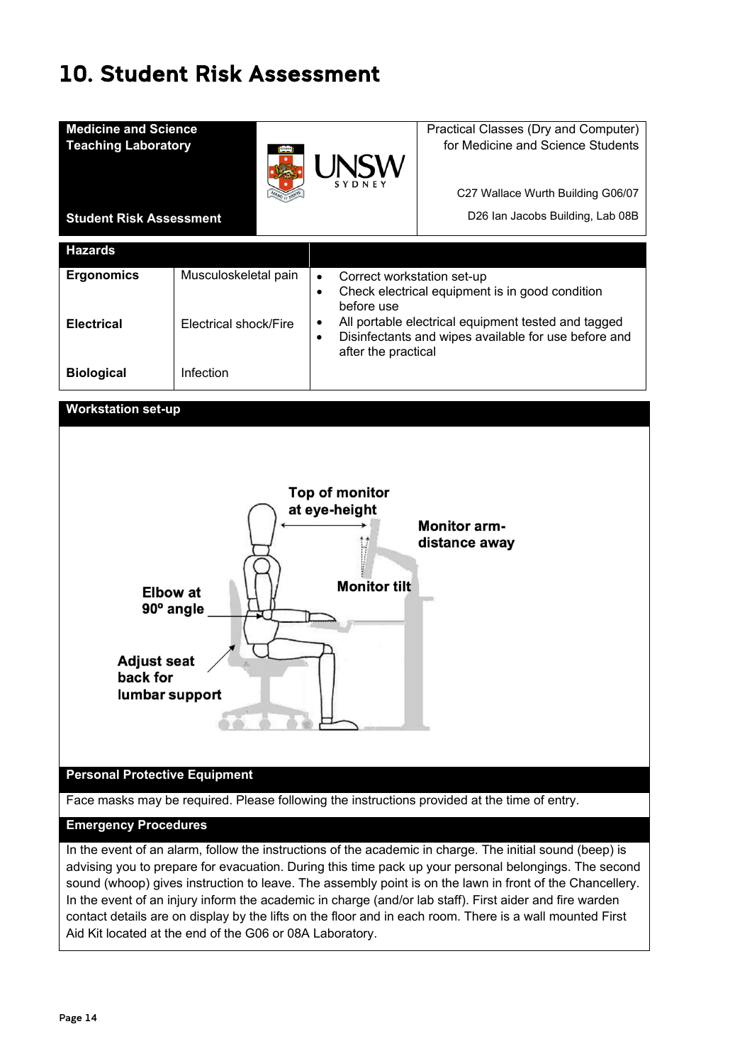# 10. Student Risk Assessment

| **Medicine and Science Teaching Laboratory**<br><br>**Student Risk Assessment** | UNSW SYDNEY | Practical Classes (Dry and Computer) for Medicine and Science Students<br><br>C27 Wallace Wurth Building G06/07<br><br>D26 Ian Jacobs Building, Lab 08B |
|---|---|---|

| **Hazards** | | |
|---|---|---|
| **Ergonomics** | Musculoskeletal pain | • Correct workstation set-up<br>• Check electrical equipment is in good condition before use<br>• All portable electrical equipment tested and tagged<br>• Disinfectants and wipes available for use before and after the practical |
| **Electrical** | Electrical shock/Fire | |
| **Biological** | Infection | |

**Workstation set-up**

Top of monitor at eye-height

Monitor arm-distance away

Monitor tilt

Elbow at 90º angle

Adjust seat back for lumbar support

**Personal Protective Equipment**

Face masks may be required. Please following the instructions provided at the time of entry.

**Emergency Procedures**

In the event of an alarm, follow the instructions of the academic in charge. The initial sound (beep) is advising you to prepare for evacuation. During this time pack up your personal belongings. The second sound (whoop) gives instruction to leave. The assembly point is on the lawn in front of the Chancellery. In the event of an injury inform the academic in charge (and/or lab staff). First aider and fire warden contact details are on display by the lifts on the floor and in each room. There is a wall mounted First Aid Kit located at the end of the G06 or 08A Laboratory.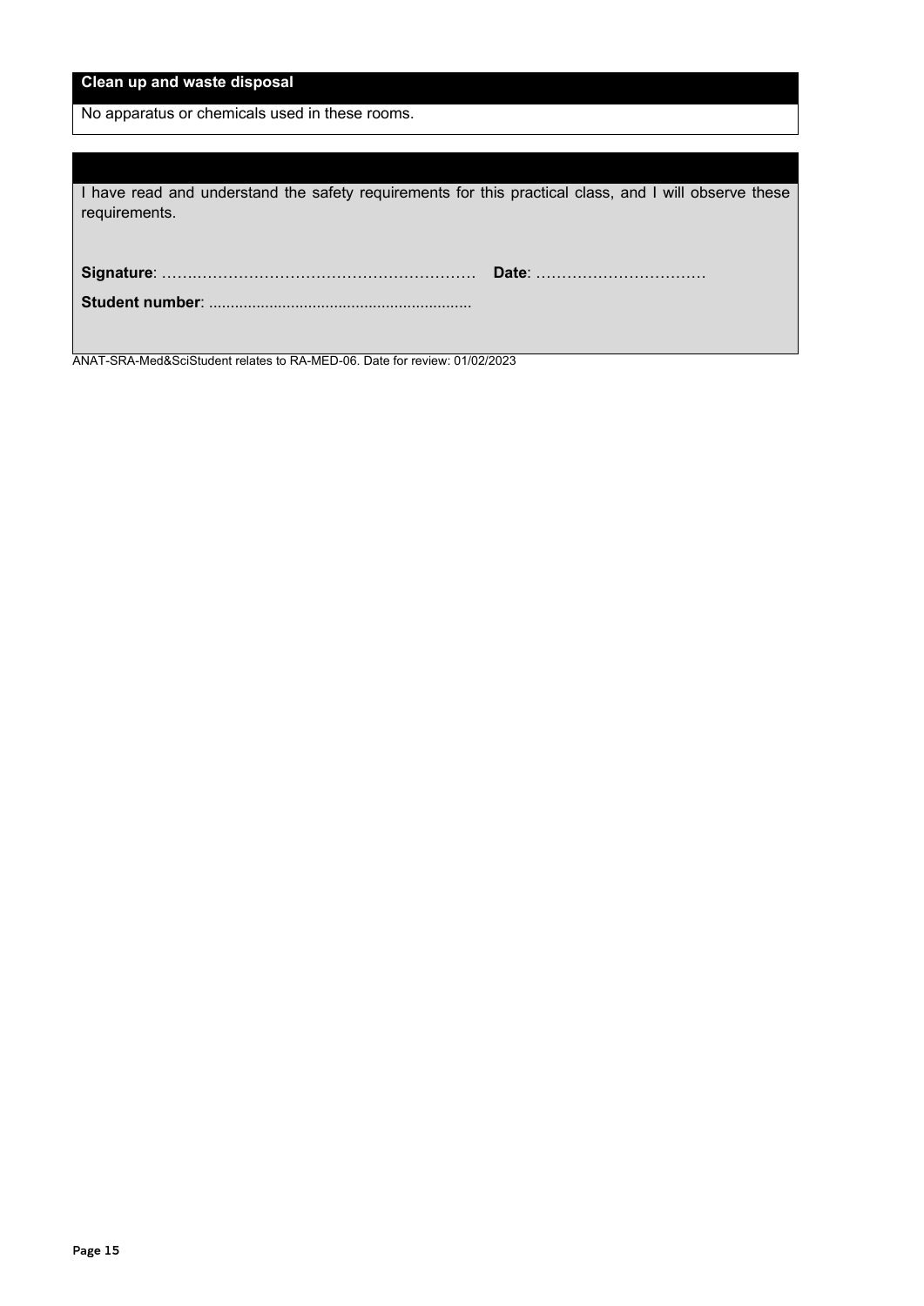**Clean up and waste disposal**

No apparatus or chemicals used in these rooms.

I have read and understand the safety requirements for this practical class, and I will observe these requirements.

**Signature**: …………………………………………………… **Date**: ……………………………

**Student number**: ............................................................

ANAT-SRA-Med&SciStudent relates to RA-MED-06. Date for review: 01/02/2023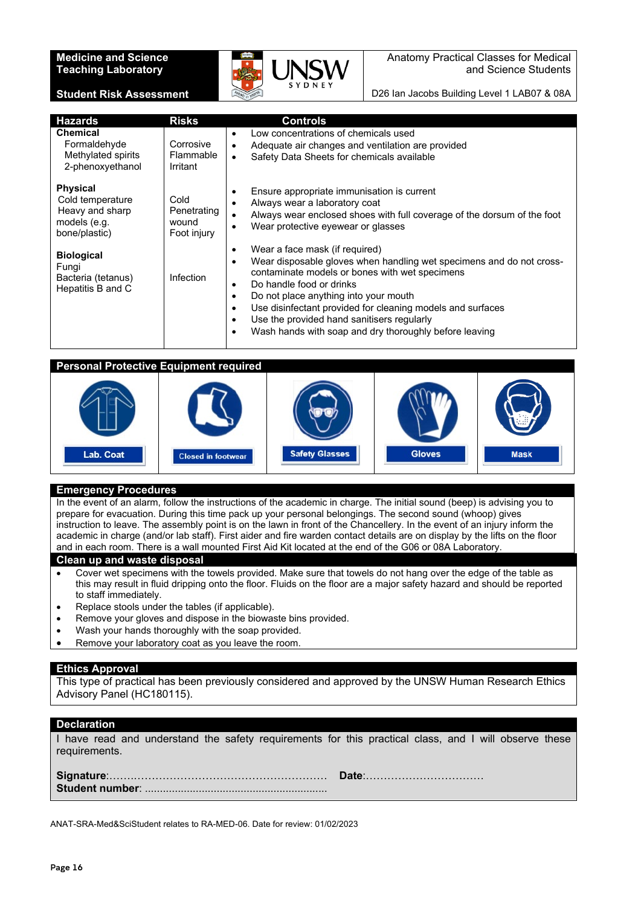**Medicine and Science Teaching Laboratory**

**Student Risk Assessment**

UNSW SYDNEY

Anatomy Practical Classes for Medical and Science Students

D26 Ian Jacobs Building Level 1 LAB07 & 08A

| Hazards | Risks | Controls |
|---|---|---|
| **Chemical**<br>Formaldehyde<br>Methylated spirits<br>2-phenoxyethanol | Corrosive<br>Flammable<br>Irritant | • Low concentrations of chemicals used<br>• Adequate air changes and ventilation are provided<br>• Safety Data Sheets for chemicals available |
| **Physical**<br>Cold temperature<br>Heavy and sharp models (e.g. bone/plastic) | Cold<br>Penetrating wound<br>Foot injury | • Ensure appropriate immunisation is current<br>• Always wear a laboratory coat<br>• Always wear enclosed shoes with full coverage of the dorsum of the foot<br>• Wear protective eyewear or glasses |
| **Biological**<br>Fungi<br>Bacteria (tetanus)<br>Hepatitis B and C | Infection | • Wear a face mask (if required)<br>• Wear disposable gloves when handling wet specimens and do not cross-contaminate models or bones with wet specimens<br>• Do handle food or drinks<br>• Do not place anything into your mouth<br>• Use disinfectant provided for cleaning models and surfaces<br>• Use the provided hand sanitisers regularly<br>• Wash hands with soap and dry thoroughly before leaving |

## Personal Protective Equipment required

| Lab. Coat | Closed in footwear | Safety Glasses | Gloves | Mask |
|---|---|---|---|---|

## Emergency Procedures

In the event of an alarm, follow the instructions of the academic in charge. The initial sound (beep) is advising you to prepare for evacuation. During this time pack up your personal belongings. The second sound (whoop) gives instruction to leave. The assembly point is on the lawn in front of the Chancellery. In the event of an injury inform the academic in charge (and/or lab staff). First aider and fire warden contact details are on display by the lifts on the floor and in each room. There is a wall mounted First Aid Kit located at the end of the G06 or 08A Laboratory.

## Clean up and waste disposal

- Cover wet specimens with the towels provided. Make sure that towels do not hang over the edge of the table as this may result in fluid dripping onto the floor. Fluids on the floor are a major safety hazard and should be reported to staff immediately.
- Replace stools under the tables (if applicable).
- Remove your gloves and dispose in the biowaste bins provided.
- Wash your hands thoroughly with the soap provided.
- Remove your laboratory coat as you leave the room.

## Ethics Approval

This type of practical has been previously considered and approved by the UNSW Human Research Ethics Advisory Panel (HC180115).

## Declaration

I have read and understand the safety requirements for this practical class, and I will observe these requirements.

**Signature**:……………………………………………………… **Date**:……………………………

**Student number**: ..........................................................

ANAT-SRA-Med&SciStudent relates to RA-MED-06. Date for review: 01/02/2023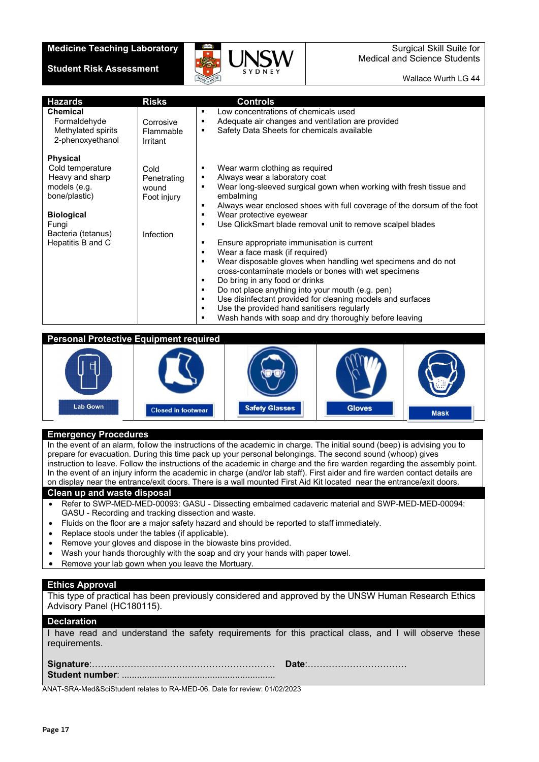**Medicine Teaching Laboratory**

**Student Risk Assessment**

Surgical Skill Suite for Medical and Science Students

Wallace Wurth LG 44

| Hazards | Risks | Controls |
|---|---|---|
| **Chemical**<br>Formaldehyde<br>Methylated spirits<br>2-phenoxyethanol | Corrosive<br>Flammable<br>Irritant | ▪ Low concentrations of chemicals used<br>▪ Adequate air changes and ventilation are provided<br>▪ Safety Data Sheets for chemicals available |
| **Physical**<br>Cold temperature<br>Heavy and sharp models (e.g. bone/plastic) | Cold<br>Penetrating wound<br>Foot injury | ▪ Wear warm clothing as required<br>▪ Always wear a laboratory coat<br>▪ Wear long-sleeved surgical gown when working with fresh tissue and embalming<br>▪ Always wear enclosed shoes with full coverage of the dorsum of the foot<br>▪ Wear protective eyewear<br>▪ Use QlickSmart blade removal unit to remove scalpel blades |
| **Biological**<br>Fungi<br>Bacteria (tetanus)<br>Hepatitis B and C | Infection | ▪ Ensure appropriate immunisation is current<br>▪ Wear a face mask (if required)<br>▪ Wear disposable gloves when handling wet specimens and do not cross-contaminate models or bones with wet specimens<br>▪ Do bring in any food or drinks<br>▪ Do not place anything into your mouth (e.g. pen)<br>▪ Use disinfectant provided for cleaning models and surfaces<br>▪ Use the provided hand sanitisers regularly<br>▪ Wash hands with soap and dry thoroughly before leaving |

## Personal Protective Equipment required

Lab Gown | Closed in footwear | Safety Glasses | Gloves | Mask

## Emergency Procedures

In the event of an alarm, follow the instructions of the academic in charge. The initial sound (beep) is advising you to prepare for evacuation. During this time pack up your personal belongings. The second sound (whoop) gives instruction to leave. Follow the instructions of the academic in charge and the fire warden regarding the assembly point. In the event of an injury inform the academic in charge (and/or lab staff). First aider and fire warden contact details are on display near the entrance/exit doors. There is a wall mounted First Aid Kit located near the entrance/exit doors.

## Clean up and waste disposal

- Refer to SWP-MED-MED-00093: GASU - Dissecting embalmed cadaveric material and SWP-MED-MED-00094: GASU - Recording and tracking dissection and waste.
- Fluids on the floor are a major safety hazard and should be reported to staff immediately.
- Replace stools under the tables (if applicable).
- Remove your gloves and dispose in the biowaste bins provided.
- Wash your hands thoroughly with the soap and dry your hands with paper towel.
- Remove your lab gown when you leave the Mortuary.

## Ethics Approval

This type of practical has been previously considered and approved by the UNSW Human Research Ethics Advisory Panel (HC180115).

## Declaration

I have read and understand the safety requirements for this practical class, and I will observe these requirements.

**Signature**:………………………………………………… **Date**:……………………………

**Student number**: ..........................................................

ANAT-SRA-Med&SciStudent relates to RA-MED-06. Date for review: 01/02/2023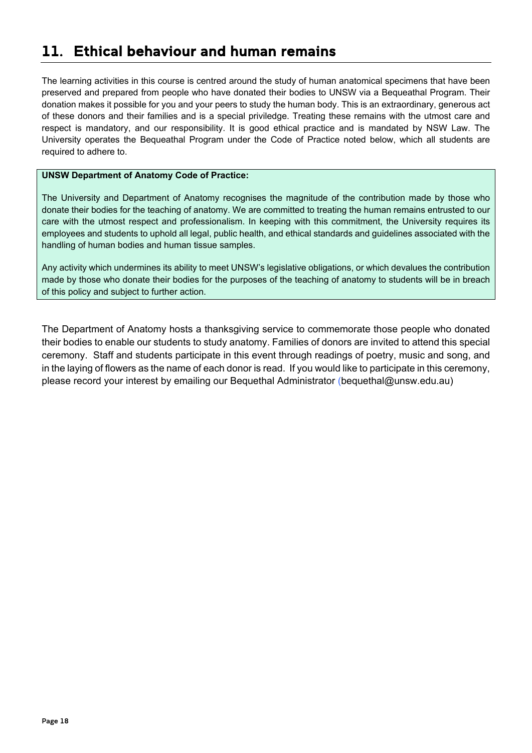## 11. Ethical behaviour and human remains

The learning activities in this course is centred around the study of human anatomical specimens that have been preserved and prepared from people who have donated their bodies to UNSW via a Bequeathal Program. Their donation makes it possible for you and your peers to study the human body. This is an extraordinary, generous act of these donors and their families and is a special priviledge. Treating these remains with the utmost care and respect is mandatory, and our responsibility. It is good ethical practice and is mandated by NSW Law. The University operates the Bequeathal Program under the Code of Practice noted below, which all students are required to adhere to.

> **UNSW Department of Anatomy Code of Practice:**
>
> The University and Department of Anatomy recognises the magnitude of the contribution made by those who donate their bodies for the teaching of anatomy. We are committed to treating the human remains entrusted to our care with the utmost respect and professionalism. In keeping with this commitment, the University requires its employees and students to uphold all legal, public health, and ethical standards and guidelines associated with the handling of human bodies and human tissue samples.
>
> Any activity which undermines its ability to meet UNSW's legislative obligations, or which devalues the contribution made by those who donate their bodies for the purposes of the teaching of anatomy to students will be in breach of this policy and subject to further action.

The Department of Anatomy hosts a thanksgiving service to commemorate those people who donated their bodies to enable our students to study anatomy. Families of donors are invited to attend this special ceremony. Staff and students participate in this event through readings of poetry, music and song, and in the laying of flowers as the name of each donor is read. If you would like to participate in this ceremony, please record your interest by emailing our Bequethal Administrator (bequethal@unsw.edu.au)